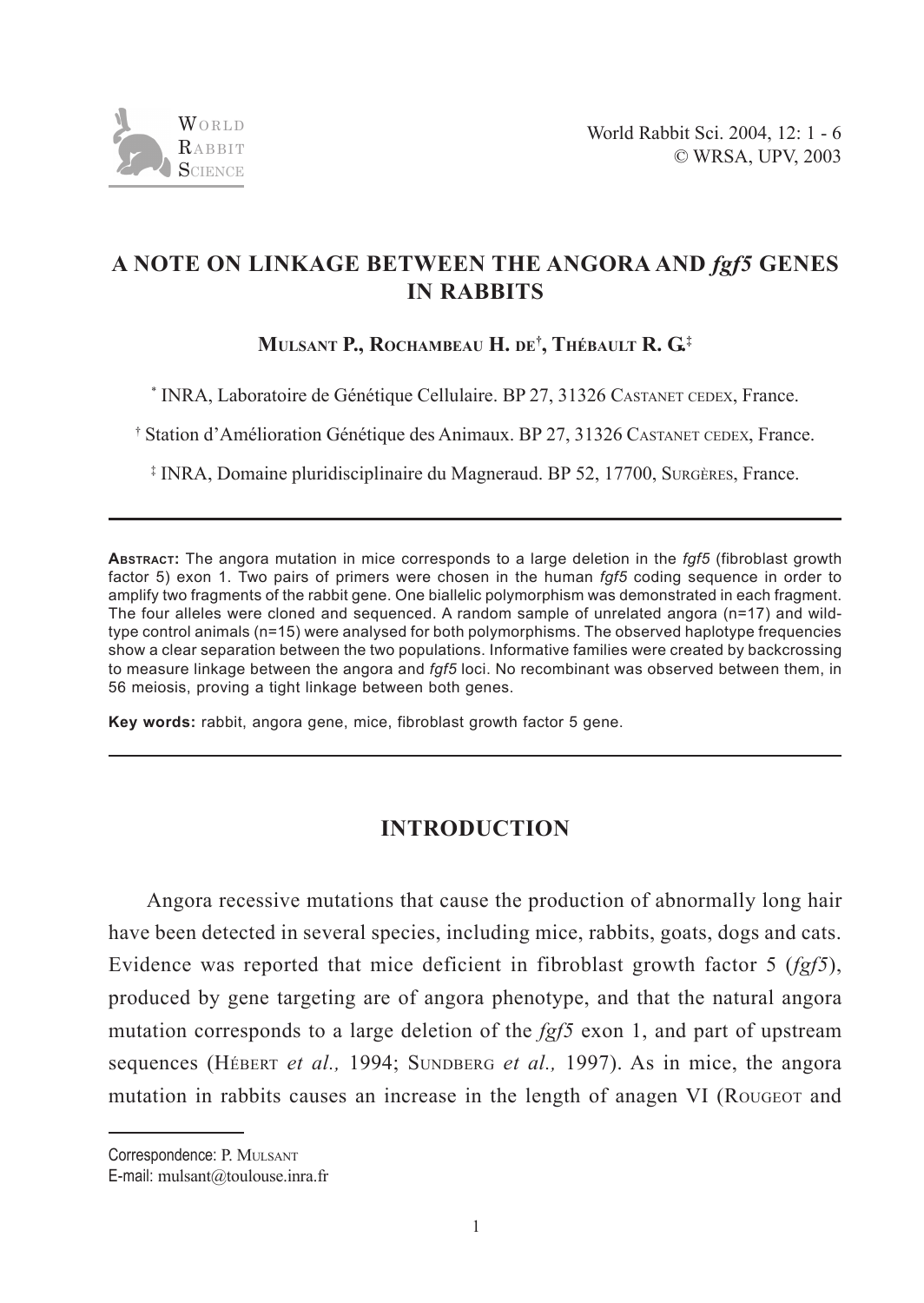# A NOTE ON LINKAGE BETWEEN THE ANGORA AND *fgf5* GENES IN RABBITS

**Mulsant P., Rochambeau H. de[†], Thébault R. G.[‡]**

[*] INRA, Laboratoire de Génétique Cellulaire. BP 27, 31326 Castanet cedex, France.

[†] Station d'Amélioration Génétique des Animaux. BP 27, 31326 Castanet cedex, France.

[‡] INRA, Domaine pluridisciplinaire du Magneraud. BP 52, 17700, Surgères, France.

---

**Abstract:** The angora mutation in mice corresponds to a large deletion in the *fgf5* (fibroblast growth factor 5) exon 1. Two pairs of primers were chosen in the human *fgf5* coding sequence in order to amplify two fragments of the rabbit gene. One biallelic polymorphism was demonstrated in each fragment. The four alleles were cloned and sequenced. A random sample of unrelated angora (n=17) and wild-type control animals (n=15) were analysed for both polymorphisms. The observed haplotype frequencies show a clear separation between the two populations. Informative families were created by backcrossing to measure linkage between the angora and *fgf5* loci. No recombinant was observed between them, in 56 meiosis, proving a tight linkage between both genes.

**Key words:** rabbit, angora gene, mice, fibroblast growth factor 5 gene.

---

## INTRODUCTION

Angora recessive mutations that cause the production of abnormally long hair have been detected in several species, including mice, rabbits, goats, dogs and cats. Evidence was reported that mice deficient in fibroblast growth factor 5 (*fgf5*), produced by gene targeting are of angora phenotype, and that the natural angora mutation corresponds to a large deletion of the *fgf5* exon 1, and part of upstream sequences (Hébert *et al.,* 1994; Sundberg *et al.,* 1997). As in mice, the angora mutation in rabbits causes an increase in the length of anagen VI (Rougeot and

---

Correspondence: P. Mulsant
E-mail: mulsant@toulouse.inra.fr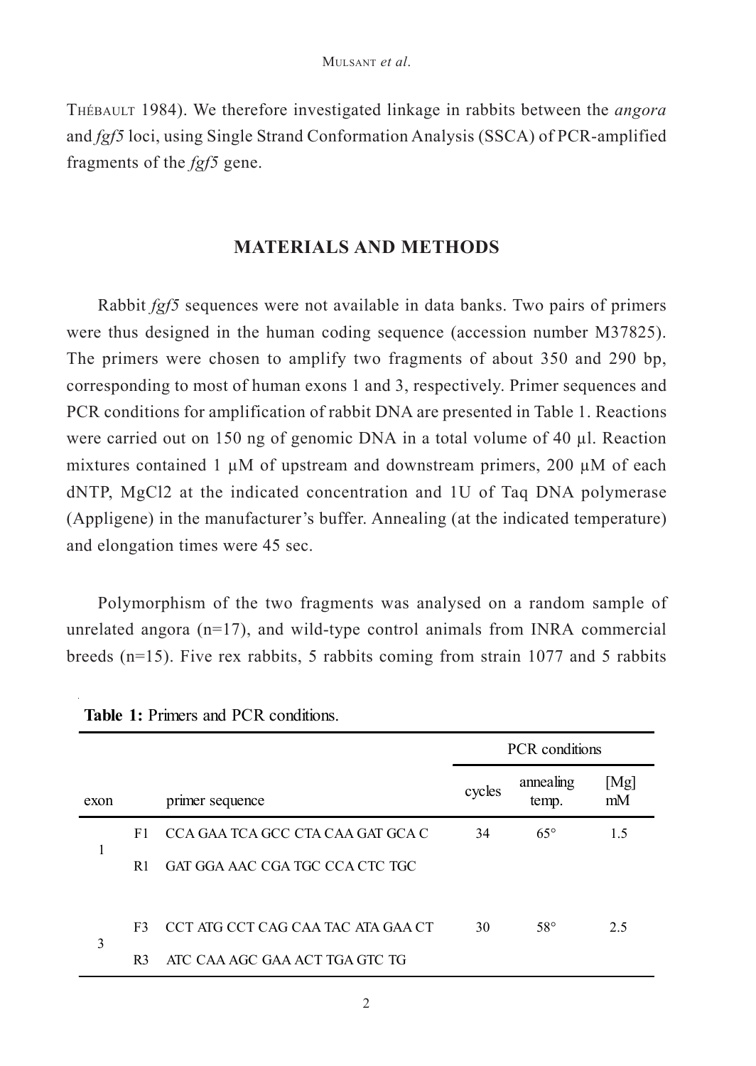THÉBAULT 1984). We therefore investigated linkage in rabbits between the *angora* and *fgf5* loci, using Single Strand Conformation Analysis (SSCA) of PCR-amplified fragments of the *fgf5* gene.

## MATERIALS AND METHODS

Rabbit *fgf5* sequences were not available in data banks. Two pairs of primers were thus designed in the human coding sequence (accession number M37825). The primers were chosen to amplify two fragments of about 350 and 290 bp, corresponding to most of human exons 1 and 3, respectively. Primer sequences and PCR conditions for amplification of rabbit DNA are presented in Table 1. Reactions were carried out on 150 ng of genomic DNA in a total volume of 40 µl. Reaction mixtures contained 1 µM of upstream and downstream primers, 200 µM of each dNTP, $MgCl_2$ at the indicated concentration and 1U of Taq DNA polymerase (Appligene) in the manufacturer's buffer. Annealing (at the indicated temperature) and elongation times were 45 sec.

Polymorphism of the two fragments was analysed on a random sample of unrelated angora (n=17), and wild-type control animals from INRA commercial breeds (n=15). Five rex rabbits, 5 rabbits coming from strain 1077 and 5 rabbits

**Table 1:** Primers and PCR conditions.

| exon | | primer sequence | PCR conditions | | |
|---|---|---|---|---|---|
| | | | cycles | annealing temp. | [Mg] mM |
| 1 | F1 | CCA GAA TCA GCC CTA CAA GAT GCA C | 34 | 65° | 1.5 |
| | R1 | GAT GGA AAC CGA TGC CCA CTC TGC | | | |
| 3 | F3 | CCT ATG CCT CAG CAA TAC ATA GAA CT | 30 | 58° | 2.5 |
| | R3 | ATC CAA AGC GAA ACT TGA GTC TG | | | |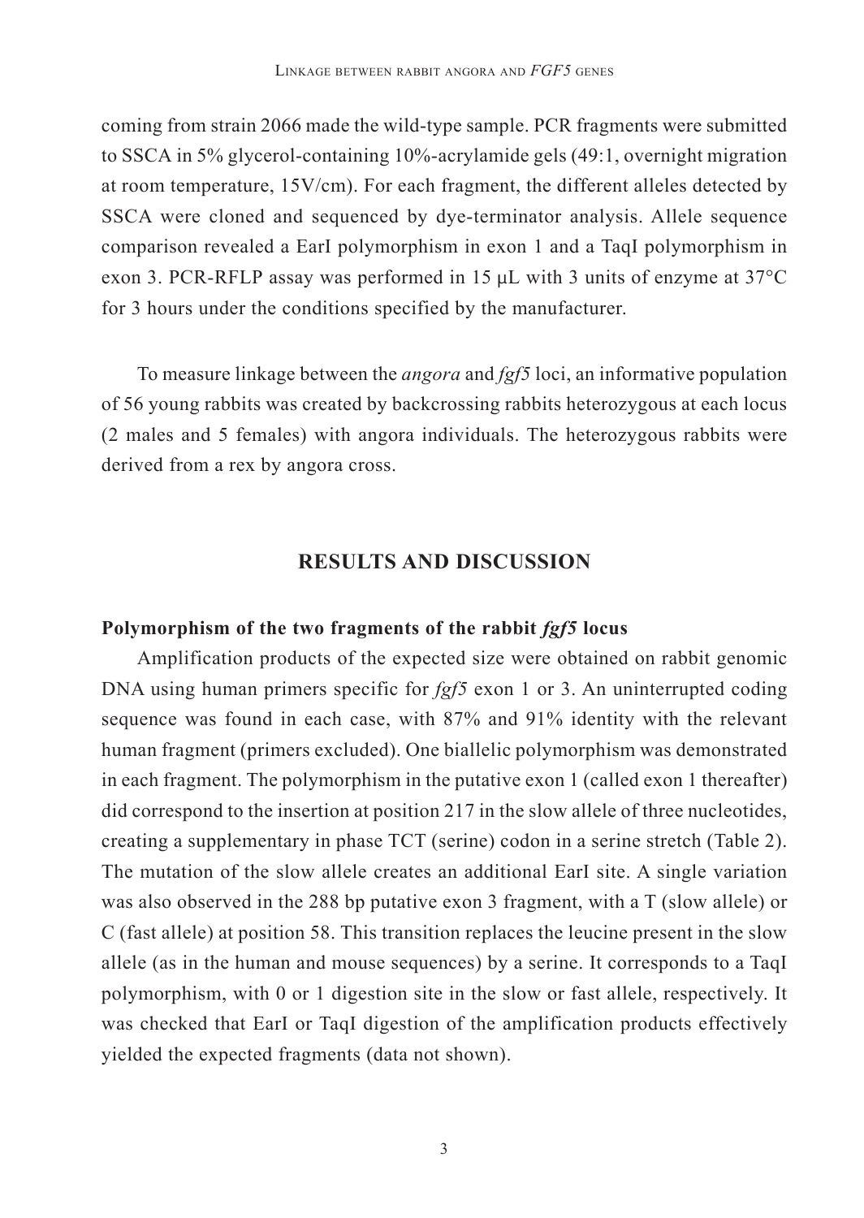coming from strain 2066 made the wild-type sample. PCR fragments were submitted to SSCA in 5% glycerol-containing 10%-acrylamide gels (49:1, overnight migration at room temperature, 15V/cm). For each fragment, the different alleles detected by SSCA were cloned and sequenced by dye-terminator analysis. Allele sequence comparison revealed a EarI polymorphism in exon 1 and a TaqI polymorphism in exon 3. PCR-RFLP assay was performed in 15 µL with 3 units of enzyme at 37°C for 3 hours under the conditions specified by the manufacturer.

To measure linkage between the *angora* and *fgf5* loci, an informative population of 56 young rabbits was created by backcrossing rabbits heterozygous at each locus (2 males and 5 females) with angora individuals. The heterozygous rabbits were derived from a rex by angora cross.

## RESULTS AND DISCUSSION

### Polymorphism of the two fragments of the rabbit *fgf5* locus

Amplification products of the expected size were obtained on rabbit genomic DNA using human primers specific for *fgf5* exon 1 or 3. An uninterrupted coding sequence was found in each case, with 87% and 91% identity with the relevant human fragment (primers excluded). One biallelic polymorphism was demonstrated in each fragment. The polymorphism in the putative exon 1 (called exon 1 thereafter) did correspond to the insertion at position 217 in the slow allele of three nucleotides, creating a supplementary in phase TCT (serine) codon in a serine stretch (Table 2). The mutation of the slow allele creates an additional EarI site. A single variation was also observed in the 288 bp putative exon 3 fragment, with a T (slow allele) or C (fast allele) at position 58. This transition replaces the leucine present in the slow allele (as in the human and mouse sequences) by a serine. It corresponds to a TaqI polymorphism, with 0 or 1 digestion site in the slow or fast allele, respectively. It was checked that EarI or TaqI digestion of the amplification products effectively yielded the expected fragments (data not shown).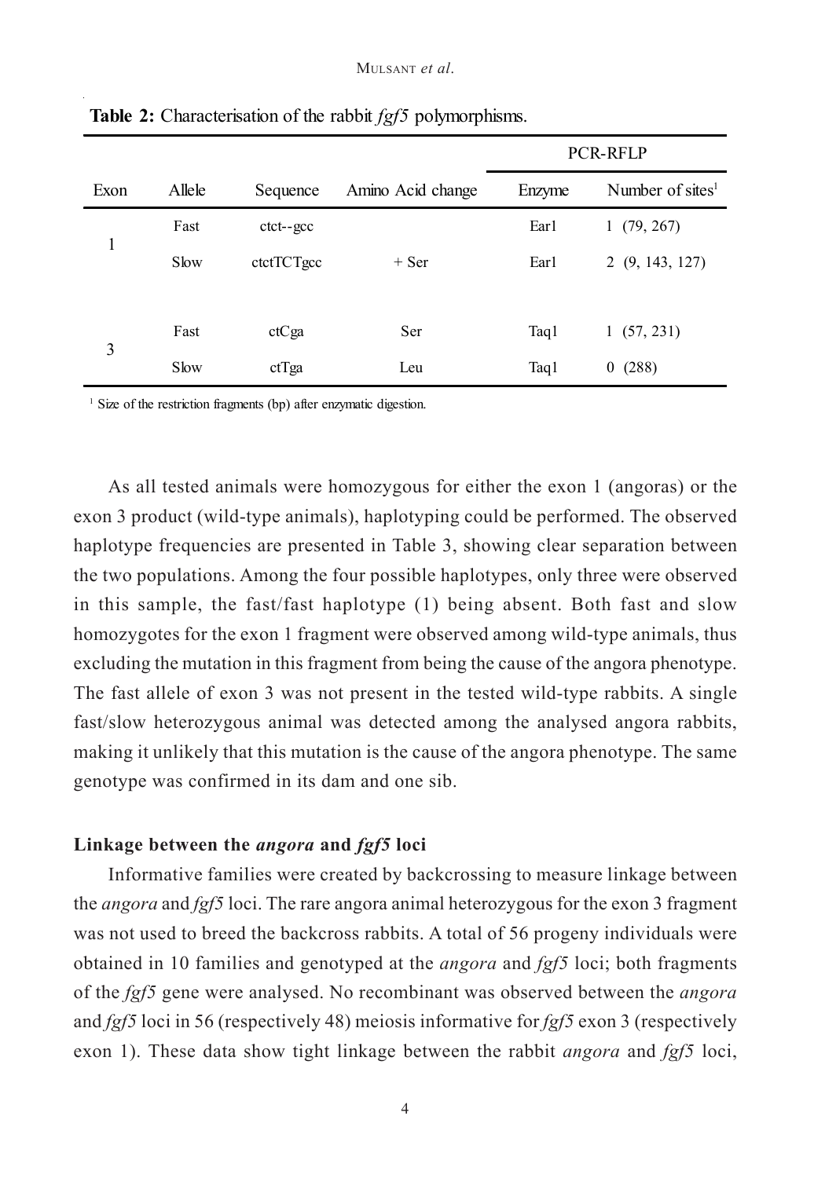**Table 2:** Characterisation of the rabbit *fgf5* polymorphisms.

| Exon | Allele | Sequence | Amino Acid change | PCR-RFLP | |
|---|---|---|---|---|---|
| | | | | Enzyme | Number of sites[1] |
| 1 | Fast | ctct--gcc | | Ear1 | 1 (79, 267) |
| | Slow | ctctTCTgcc | + Ser | Ear1 | 2 (9, 143, 127) |
| 3 | Fast | ctCga | Ser | Taq1 | 1 (57, 231) |
| | Slow | ctTga | Leu | Taq1 | 0 (288) |

[1] Size of the restriction fragments (bp) after enzymatic digestion.

As all tested animals were homozygous for either the exon 1 (angoras) or the exon 3 product (wild-type animals), haplotyping could be performed. The observed haplotype frequencies are presented in Table 3, showing clear separation between the two populations. Among the four possible haplotypes, only three were observed in this sample, the fast/fast haplotype (1) being absent. Both fast and slow homozygotes for the exon 1 fragment were observed among wild-type animals, thus excluding the mutation in this fragment from being the cause of the angora phenotype. The fast allele of exon 3 was not present in the tested wild-type rabbits. A single fast/slow heterozygous animal was detected among the analysed angora rabbits, making it unlikely that this mutation is the cause of the angora phenotype. The same genotype was confirmed in its dam and one sib.

### Linkage between the *angora* and *fgf5* loci

Informative families were created by backcrossing to measure linkage between the *angora* and *fgf5* loci. The rare angora animal heterozygous for the exon 3 fragment was not used to breed the backcross rabbits. A total of 56 progeny individuals were obtained in 10 families and genotyped at the *angora* and *fgf5* loci; both fragments of the *fgf5* gene were analysed. No recombinant was observed between the *angora* and *fgf5* loci in 56 (respectively 48) meiosis informative for *fgf5* exon 3 (respectively exon 1). These data show tight linkage between the rabbit *angora* and *fgf5* loci,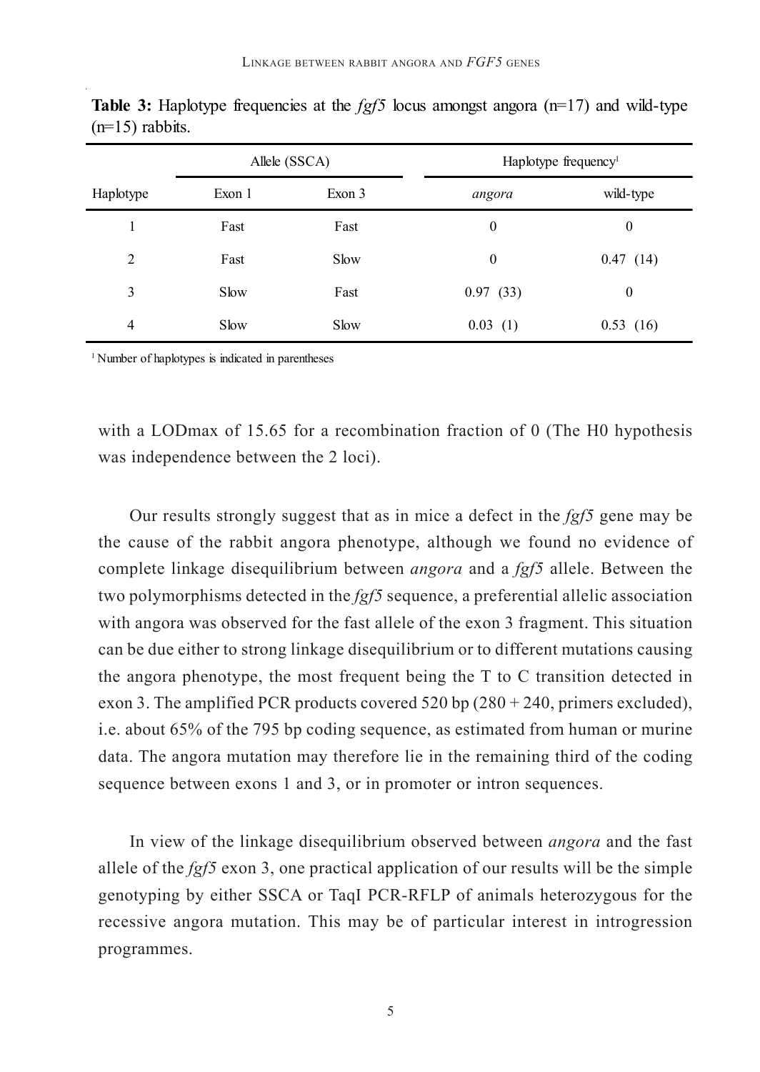**Table 3:** Haplotype frequencies at the *fgf5* locus amongst angora (n=17) and wild-type (n=15) rabbits.

| | Allele (SSCA) | | Haplotype frequency[1] | |
|---|---|---|---|---|
| Haplotype | Exon 1 | Exon 3 | *angora* | wild-type |
| 1 | Fast | Fast | 0 | 0 |
| 2 | Fast | Slow | 0 | 0.47 (14) |
| 3 | Slow | Fast | 0.97 (33) | 0 |
| 4 | Slow | Slow | 0.03 (1) | 0.53 (16) |

[1] Number of haplotypes is indicated in parentheses

with a LODmax of 15.65 for a recombination fraction of 0 (The H0 hypothesis was independence between the 2 loci).

Our results strongly suggest that as in mice a defect in the *fgf5* gene may be the cause of the rabbit angora phenotype, although we found no evidence of complete linkage disequilibrium between *angora* and a *fgf5* allele. Between the two polymorphisms detected in the *fgf5* sequence, a preferential allelic association with angora was observed for the fast allele of the exon 3 fragment. This situation can be due either to strong linkage disequilibrium or to different mutations causing the angora phenotype, the most frequent being the T to C transition detected in exon 3. The amplified PCR products covered 520 bp (280 + 240, primers excluded), i.e. about 65% of the 795 bp coding sequence, as estimated from human or murine data. The angora mutation may therefore lie in the remaining third of the coding sequence between exons 1 and 3, or in promoter or intron sequences.

In view of the linkage disequilibrium observed between *angora* and the fast allele of the *fgf5* exon 3, one practical application of our results will be the simple genotyping by either SSCA or TaqI PCR-RFLP of animals heterozygous for the recessive angora mutation. This may be of particular interest in introgression programmes.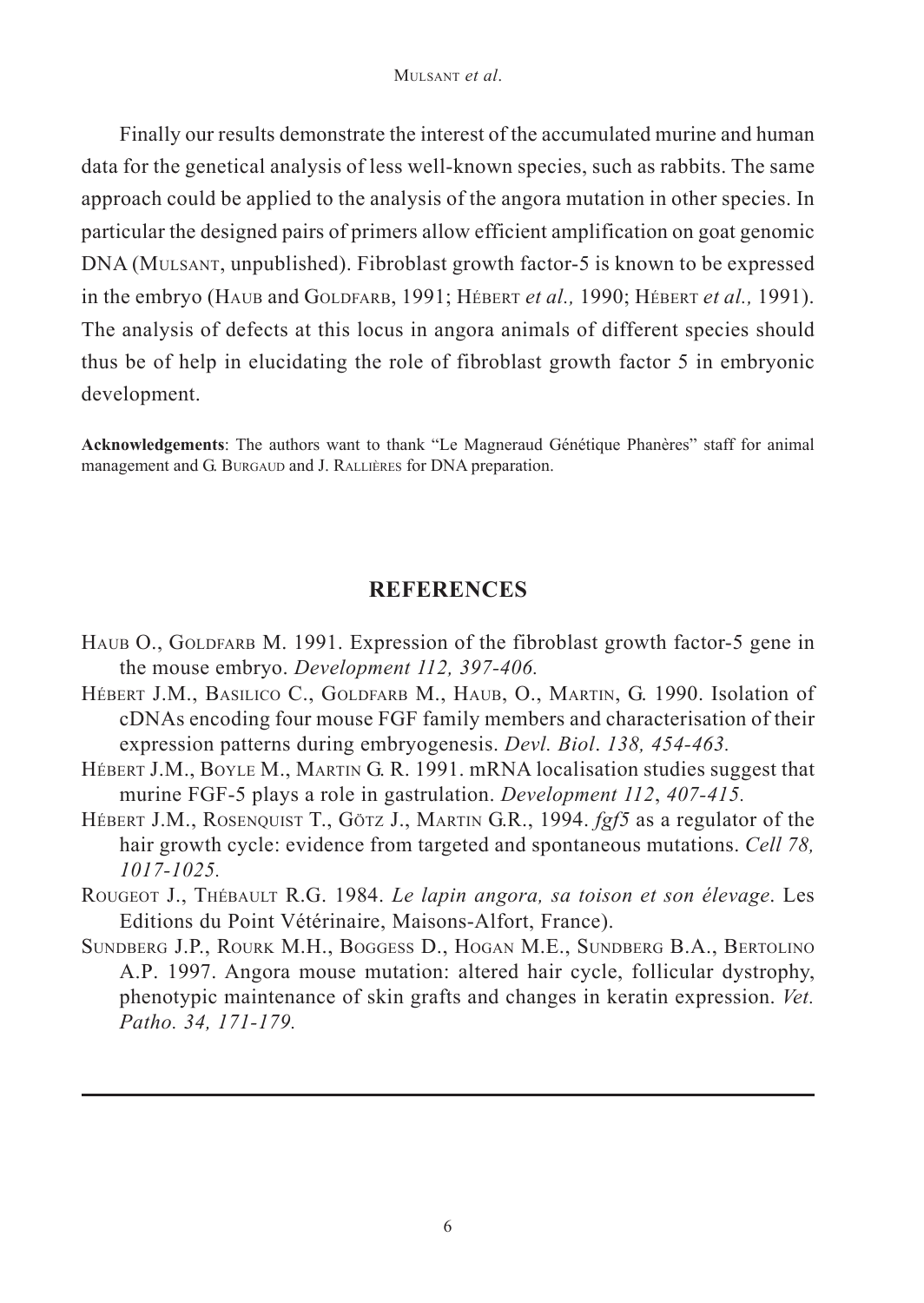Finally our results demonstrate the interest of the accumulated murine and human data for the genetical analysis of less well-known species, such as rabbits. The same approach could be applied to the analysis of the angora mutation in other species. In particular the designed pairs of primers allow efficient amplification on goat genomic DNA (Mulsant, unpublished). Fibroblast growth factor-5 is known to be expressed in the embryo (Haub and Goldfarb, 1991; Hébert *et al.,* 1990; Hébert *et al.,* 1991). The analysis of defects at this locus in angora animals of different species should thus be of help in elucidating the role of fibroblast growth factor 5 in embryonic development.

**Acknowledgements**: The authors want to thank "Le Magneraud Génétique Phanères" staff for animal management and G. Burgaud and J. Rallières for DNA preparation.

## REFERENCES

Haub O., Goldfarb M. 1991. Expression of the fibroblast growth factor-5 gene in the mouse embryo. *Development 112, 397-406.*

Hébert J.M., Basilico C., Goldfarb M., Haub, O., Martin, G. 1990. Isolation of cDNAs encoding four mouse FGF family members and characterisation of their expression patterns during embryogenesis. *Devl. Biol. 138, 454-463.*

Hébert J.M., Boyle M., Martin G. R. 1991. mRNA localisation studies suggest that murine FGF-5 plays a role in gastrulation. *Development 112*, *407-415.*

Hébert J.M., Rosenquist T., Götz J., Martin G.R., 1994. *fgf5* as a regulator of the hair growth cycle: evidence from targeted and spontaneous mutations. *Cell 78, 1017-1025.*

Rougeot J., Thébault R.G. 1984. *Le lapin angora, sa toison et son élevage*. Les Editions du Point Vétérinaire, Maisons-Alfort, France).

Sundberg J.P., Rourk M.H., Boggess D., Hogan M.E., Sundberg B.A., Bertolino A.P. 1997. Angora mouse mutation: altered hair cycle, follicular dystrophy, phenotypic maintenance of skin grafts and changes in keratin expression. *Vet. Patho. 34, 171-179.*